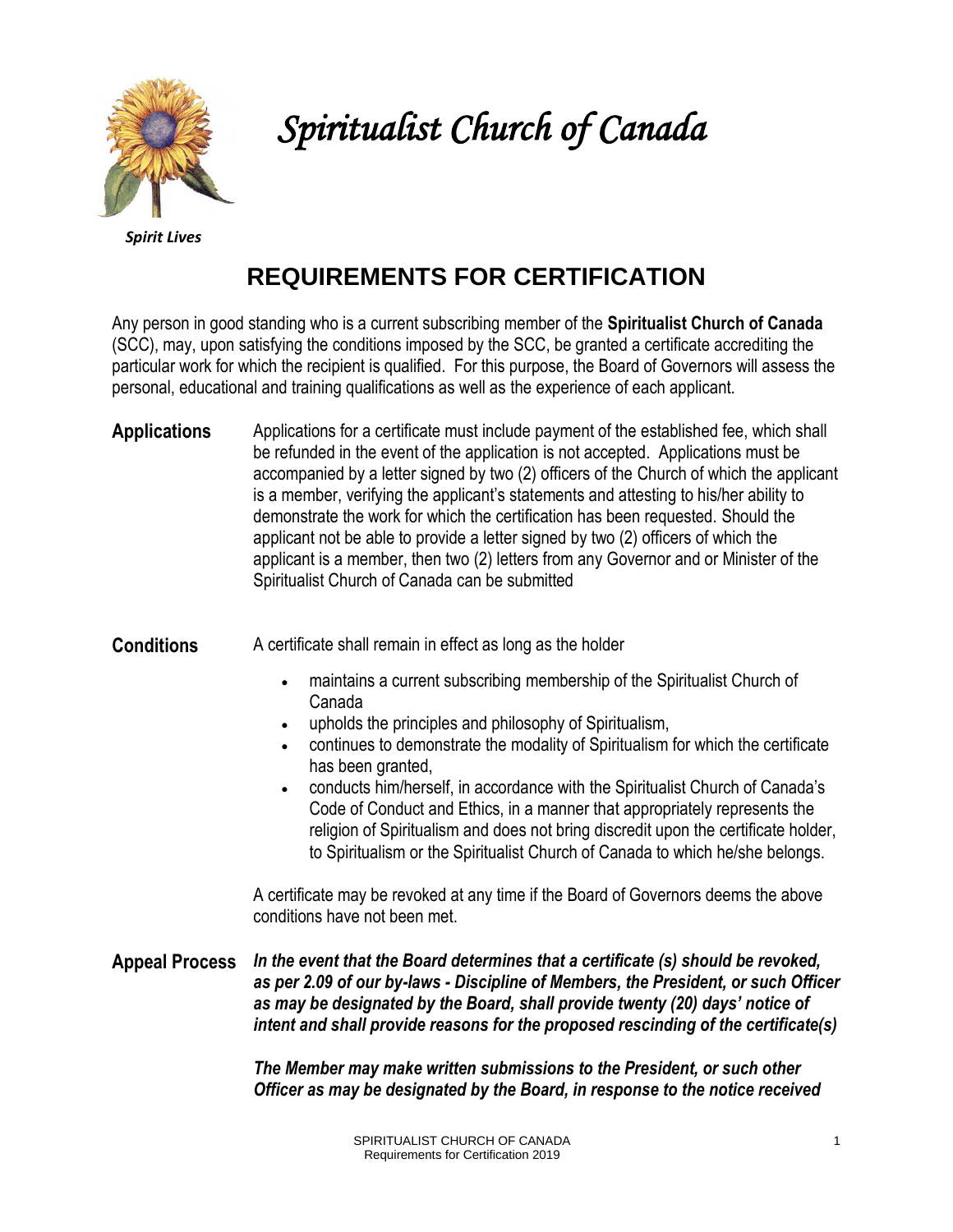# *Spiritualist Church of Canada*

***Spirit Lives***

## REQUIREMENTS FOR CERTIFICATION

Any person in good standing who is a current subscribing member of the **Spiritualist Church of Canada** (SCC), may, upon satisfying the conditions imposed by the SCC, be granted a certificate accrediting the particular work for which the recipient is qualified. For this purpose, the Board of Governors will assess the personal, educational and training qualifications as well as the experience of each applicant.

**Applications**

Applications for a certificate must include payment of the established fee, which shall be refunded in the event of the application is not accepted. Applications must be accompanied by a letter signed by two (2) officers of the Church of which the applicant is a member, verifying the applicant's statements and attesting to his/her ability to demonstrate the work for which the certification has been requested. Should the applicant not be able to provide a letter signed by two (2) officers of which the applicant is a member, then two (2) letters from any Governor and or Minister of the Spiritualist Church of Canada can be submitted

**Conditions**

A certificate shall remain in effect as long as the holder

- maintains a current subscribing membership of the Spiritualist Church of Canada
- upholds the principles and philosophy of Spiritualism,
- continues to demonstrate the modality of Spiritualism for which the certificate has been granted,
- conducts him/herself, in accordance with the Spiritualist Church of Canada's Code of Conduct and Ethics, in a manner that appropriately represents the religion of Spiritualism and does not bring discredit upon the certificate holder, to Spiritualism or the Spiritualist Church of Canada to which he/she belongs.

A certificate may be revoked at any time if the Board of Governors deems the above conditions have not been met.

**Appeal Process**

***In the event that the Board determines that a certificate (s) should be revoked, as per 2.09 of our by-laws - Discipline of Members, the President, or such Officer as may be designated by the Board, shall provide twenty (20) days' notice of intent and shall provide reasons for the proposed rescinding of the certificate(s)***

***The Member may make written submissions to the President, or such other Officer as may be designated by the Board, in response to the notice received***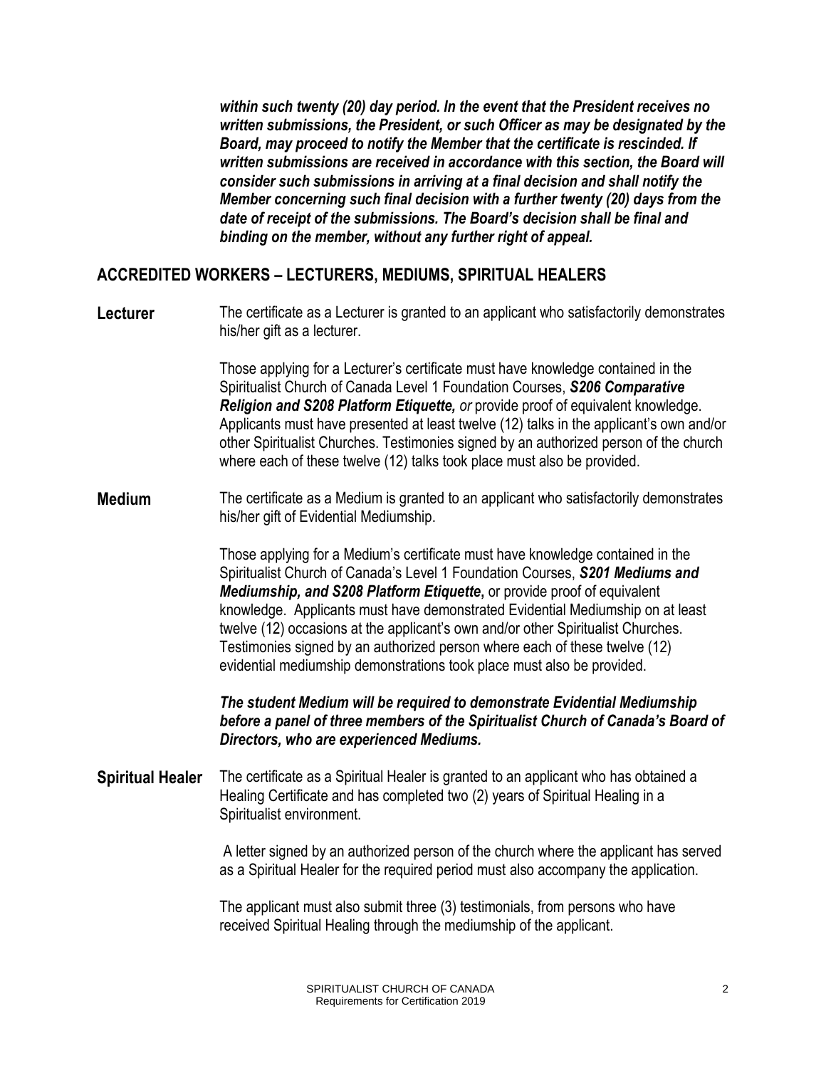***within such twenty (20) day period. In the event that the President receives no written submissions, the President, or such Officer as may be designated by the Board, may proceed to notify the Member that the certificate is rescinded. If written submissions are received in accordance with this section, the Board will consider such submissions in arriving at a final decision and shall notify the Member concerning such final decision with a further twenty (20) days from the date of receipt of the submissions. The Board's decision shall be final and binding on the member, without any further right of appeal.***

## ACCREDITED WORKERS – LECTURERS, MEDIUMS, SPIRITUAL HEALERS

**Lecturer**

The certificate as a Lecturer is granted to an applicant who satisfactorily demonstrates his/her gift as a lecturer.

Those applying for a Lecturer's certificate must have knowledge contained in the Spiritualist Church of Canada Level 1 Foundation Courses, ***S206 Comparative Religion and S208 Platform Etiquette,*** *or* provide proof of equivalent knowledge. Applicants must have presented at least twelve (12) talks in the applicant's own and/or other Spiritualist Churches. Testimonies signed by an authorized person of the church where each of these twelve (12) talks took place must also be provided.

**Medium**

The certificate as a Medium is granted to an applicant who satisfactorily demonstrates his/her gift of Evidential Mediumship.

Those applying for a Medium's certificate must have knowledge contained in the Spiritualist Church of Canada's Level 1 Foundation Courses, ***S201 Mediums and Mediumship, and S208 Platform Etiquette*****,** or provide proof of equivalent knowledge. Applicants must have demonstrated Evidential Mediumship on at least twelve (12) occasions at the applicant's own and/or other Spiritualist Churches. Testimonies signed by an authorized person where each of these twelve (12) evidential mediumship demonstrations took place must also be provided.

***The student Medium will be required to demonstrate Evidential Mediumship before a panel of three members of the Spiritualist Church of Canada's Board of Directors, who are experienced Mediums.***

**Spiritual Healer**

The certificate as a Spiritual Healer is granted to an applicant who has obtained a Healing Certificate and has completed two (2) years of Spiritual Healing in a Spiritualist environment.

A letter signed by an authorized person of the church where the applicant has served as a Spiritual Healer for the required period must also accompany the application.

The applicant must also submit three (3) testimonials, from persons who have received Spiritual Healing through the mediumship of the applicant.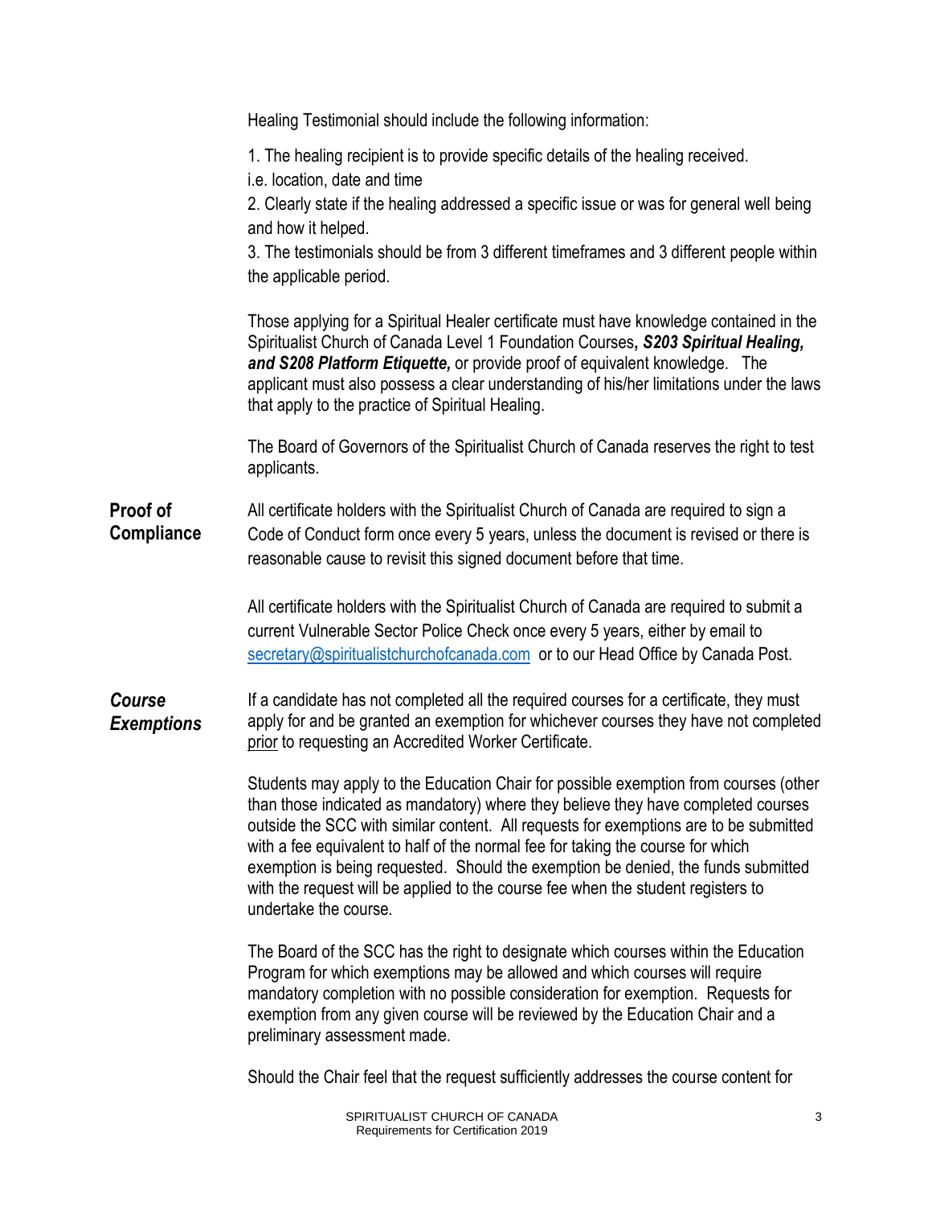Healing Testimonial should include the following information:

1. The healing recipient is to provide specific details of the healing received.
i.e. location, date and time
2. Clearly state if the healing addressed a specific issue or was for general well being and how it helped.
3. The testimonials should be from 3 different timeframes and 3 different people within the applicable period.

Those applying for a Spiritual Healer certificate must have knowledge contained in the Spiritualist Church of Canada Level 1 Foundation Courses**,** ***S203 Spiritual Healing, and S208 Platform Etiquette,*** or provide proof of equivalent knowledge. The applicant must also possess a clear understanding of his/her limitations under the laws that apply to the practice of Spiritual Healing.

The Board of Governors of the Spiritualist Church of Canada reserves the right to test applicants.

**Proof of Compliance**

All certificate holders with the Spiritualist Church of Canada are required to sign a Code of Conduct form once every 5 years, unless the document is revised or there is reasonable cause to revisit this signed document before that time.

All certificate holders with the Spiritualist Church of Canada are required to submit a current Vulnerable Sector Police Check once every 5 years, either by email to secretary@spiritualistchurchofcanada.com or to our Head Office by Canada Post.

***Course Exemptions***

If a candidate has not completed all the required courses for a certificate, they must apply for and be granted an exemption for whichever courses they have not completed prior to requesting an Accredited Worker Certificate.

Students may apply to the Education Chair for possible exemption from courses (other than those indicated as mandatory) where they believe they have completed courses outside the SCC with similar content. All requests for exemptions are to be submitted with a fee equivalent to half of the normal fee for taking the course for which exemption is being requested. Should the exemption be denied, the funds submitted with the request will be applied to the course fee when the student registers to undertake the course.

The Board of the SCC has the right to designate which courses within the Education Program for which exemptions may be allowed and which courses will require mandatory completion with no possible consideration for exemption. Requests for exemption from any given course will be reviewed by the Education Chair and a preliminary assessment made.

Should the Chair feel that the request sufficiently addresses the course content for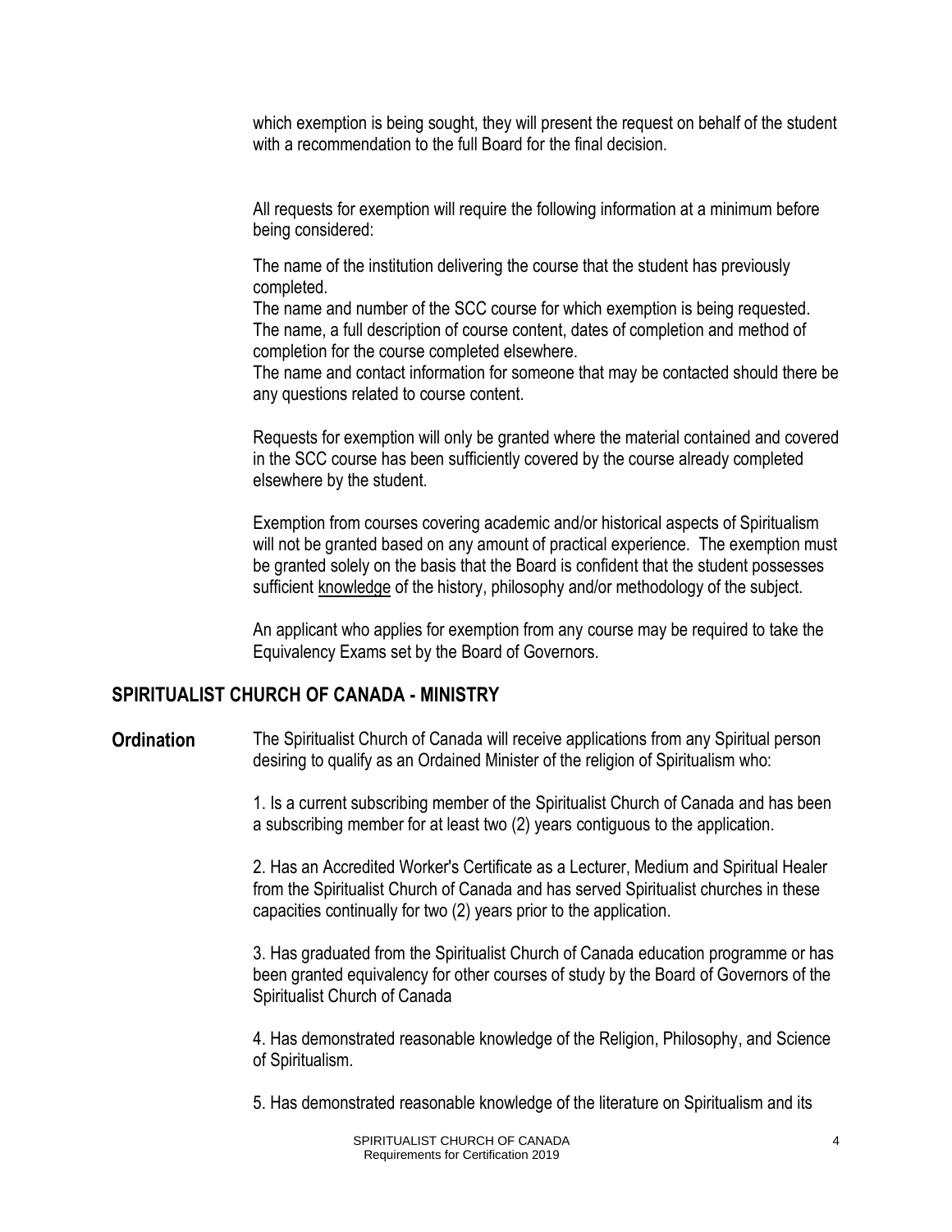which exemption is being sought, they will present the request on behalf of the student with a recommendation to the full Board for the final decision.

All requests for exemption will require the following information at a minimum before being considered:

The name of the institution delivering the course that the student has previously completed.
The name and number of the SCC course for which exemption is being requested.
The name, a full description of course content, dates of completion and method of completion for the course completed elsewhere.
The name and contact information for someone that may be contacted should there be any questions related to course content.

Requests for exemption will only be granted where the material contained and covered in the SCC course has been sufficiently covered by the course already completed elsewhere by the student.

Exemption from courses covering academic and/or historical aspects of Spiritualism will not be granted based on any amount of practical experience. The exemption must be granted solely on the basis that the Board is confident that the student possesses sufficient <u>knowledge</u> of the history, philosophy and/or methodology of the subject.

An applicant who applies for exemption from any course may be required to take the Equivalency Exams set by the Board of Governors.

## SPIRITUALIST CHURCH OF CANADA - MINISTRY

**Ordination**

The Spiritualist Church of Canada will receive applications from any Spiritual person desiring to qualify as an Ordained Minister of the religion of Spiritualism who:

1. Is a current subscribing member of the Spiritualist Church of Canada and has been a subscribing member for at least two (2) years contiguous to the application.

2. Has an Accredited Worker's Certificate as a Lecturer, Medium and Spiritual Healer from the Spiritualist Church of Canada and has served Spiritualist churches in these capacities continually for two (2) years prior to the application.

3. Has graduated from the Spiritualist Church of Canada education programme or has been granted equivalency for other courses of study by the Board of Governors of the Spiritualist Church of Canada

4. Has demonstrated reasonable knowledge of the Religion, Philosophy, and Science of Spiritualism.

5. Has demonstrated reasonable knowledge of the literature on Spiritualism and its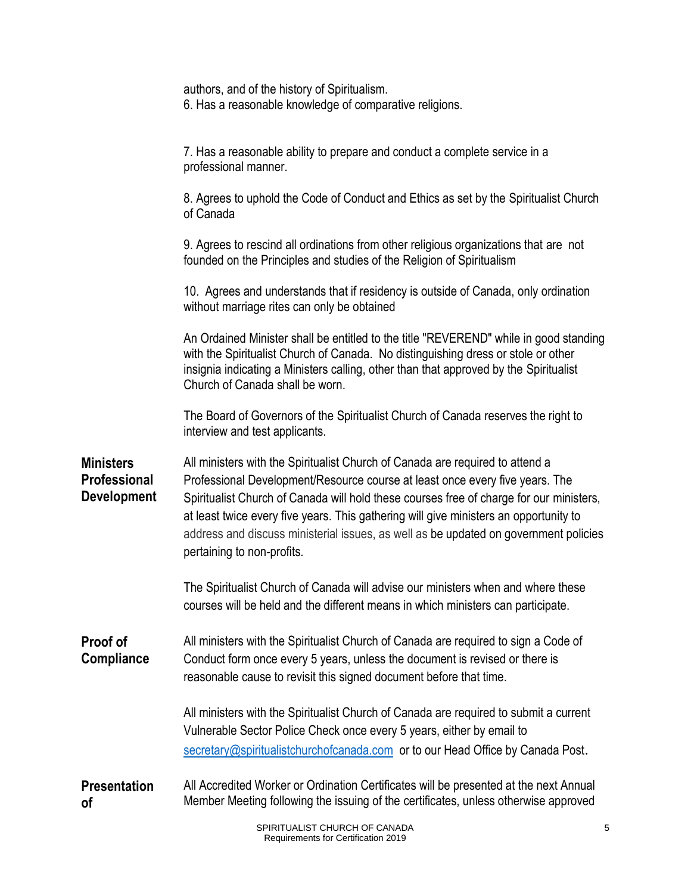authors, and of the history of Spiritualism.
6. Has a reasonable knowledge of comparative religions.

7. Has a reasonable ability to prepare and conduct a complete service in a professional manner.

8. Agrees to uphold the Code of Conduct and Ethics as set by the Spiritualist Church of Canada

9. Agrees to rescind all ordinations from other religious organizations that are not founded on the Principles and studies of the Religion of Spiritualism

10. Agrees and understands that if residency is outside of Canada, only ordination without marriage rites can only be obtained

An Ordained Minister shall be entitled to the title "REVEREND" while in good standing with the Spiritualist Church of Canada. No distinguishing dress or stole or other insignia indicating a Ministers calling, other than that approved by the Spiritualist Church of Canada shall be worn.

The Board of Governors of the Spiritualist Church of Canada reserves the right to interview and test applicants.

**Ministers Professional Development**

All ministers with the Spiritualist Church of Canada are required to attend a Professional Development/Resource course at least once every five years. The Spiritualist Church of Canada will hold these courses free of charge for our ministers, at least twice every five years. This gathering will give ministers an opportunity to address and discuss ministerial issues, as well as be updated on government policies pertaining to non-profits.

The Spiritualist Church of Canada will advise our ministers when and where these courses will be held and the different means in which ministers can participate.

**Proof of Compliance**

All ministers with the Spiritualist Church of Canada are required to sign a Code of Conduct form once every 5 years, unless the document is revised or there is reasonable cause to revisit this signed document before that time.

All ministers with the Spiritualist Church of Canada are required to submit a current Vulnerable Sector Police Check once every 5 years, either by email to secretary@spiritualistchurchofcanada.com or to our Head Office by Canada Post.

**Presentation of**

All Accredited Worker or Ordination Certificates will be presented at the next Annual Member Meeting following the issuing of the certificates, unless otherwise approved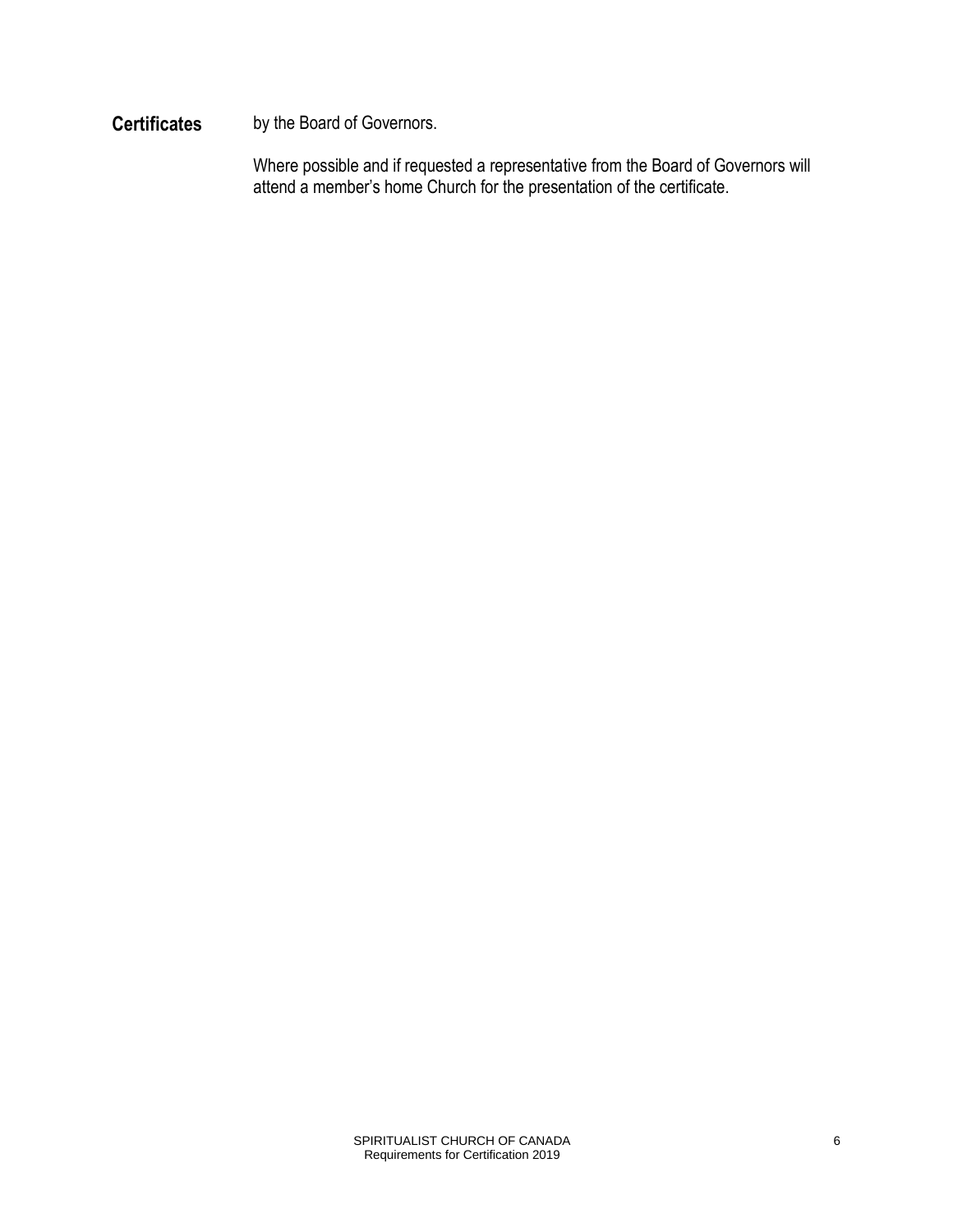**Certificates**

by the Board of Governors.

Where possible and if requested a representative from the Board of Governors will attend a member's home Church for the presentation of the certificate.